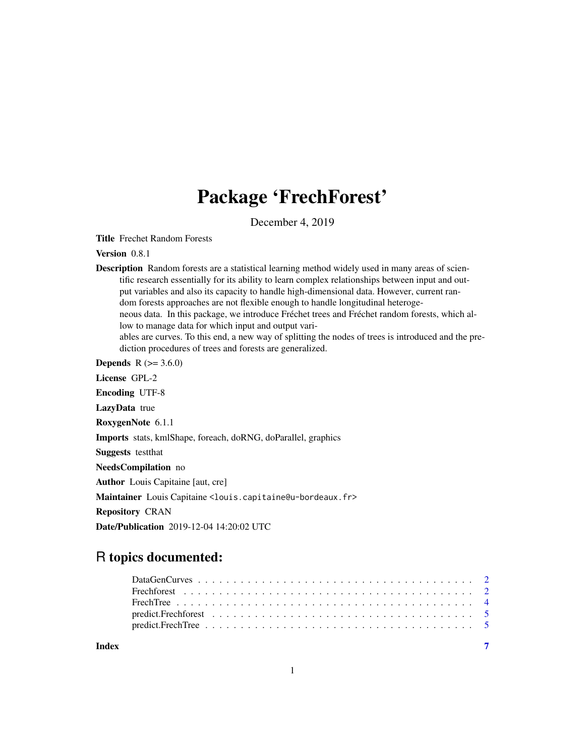# Package 'FrechForest'

December 4, 2019

**Title** Frechet Random Forests

**Version** 0.8.1

**Description** Random forests are a statistical learning method widely used in many areas of scientific research essentially for its ability to learn complex relationships between input and output variables and also its capacity to handle high-dimensional data. However, current random forests approaches are not flexible enough to handle longitudinal heterogeneous data. In this package, we introduce Fréchet trees and Fréchet random forests, which allow to manage data for which input and output variables are curves. To this end, a new way of splitting the nodes of trees is introduced and the prediction procedures of trees and forests are generalized.

**Depends** R (>= 3.6.0)

**License** GPL-2

**Encoding** UTF-8

**LazyData** true

**RoxygenNote** 6.1.1

**Imports** stats, kmlShape, foreach, doRNG, doParallel, graphics

**Suggests** testthat

**NeedsCompilation** no

**Author** Louis Capitaine [aut, cre]

**Maintainer** Louis Capitaine <louis.capitaine@u-bordeaux.fr>

**Repository** CRAN

**Date/Publication** 2019-12-04 14:20:02 UTC

## R topics documented:

- DataGenCurves . . . . . . . . . . . . . . . . . . . . . . . . . . . . . . . . . . . . . 2
- Frechforest . . . . . . . . . . . . . . . . . . . . . . . . . . . . . . . . . . . . . . . 2
- FrechTree . . . . . . . . . . . . . . . . . . . . . . . . . . . . . . . . . . . . . . . . 4
- predict.Frechforest . . . . . . . . . . . . . . . . . . . . . . . . . . . . . . . . . . . 5
- predict.FrechTree . . . . . . . . . . . . . . . . . . . . . . . . . . . . . . . . . . . . 5

**Index** 7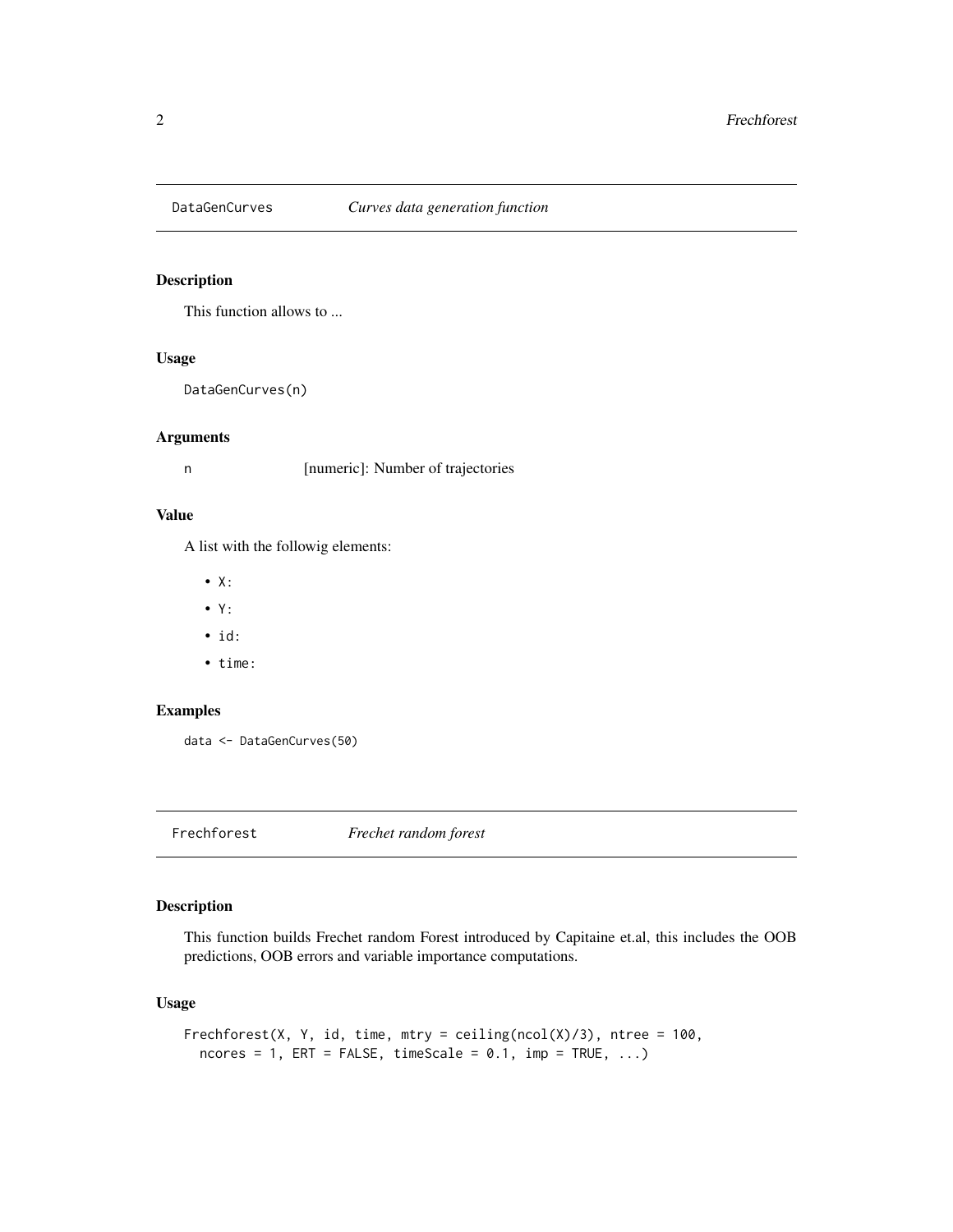## DataGenCurves — *Curves data generation function*

### Description

This function allows to ...

### Usage

```
DataGenCurves(n)
```

### Arguments

| | |
|---|---|
| n | [numeric]: Number of trajectories |

### Value

A list with the followig elements:

- X:
- Y:
- id:
- time:

### Examples

```
data <- DataGenCurves(50)
```

## Frechforest — *Frechet random forest*

### Description

This function builds Frechet random Forest introduced by Capitaine et.al, this includes the OOB predictions, OOB errors and variable importance computations.

### Usage

```
Frechforest(X, Y, id, time, mtry = ceiling(ncol(X)/3), ntree = 100,
  ncores = 1, ERT = FALSE, timeScale = 0.1, imp = TRUE, ...)
```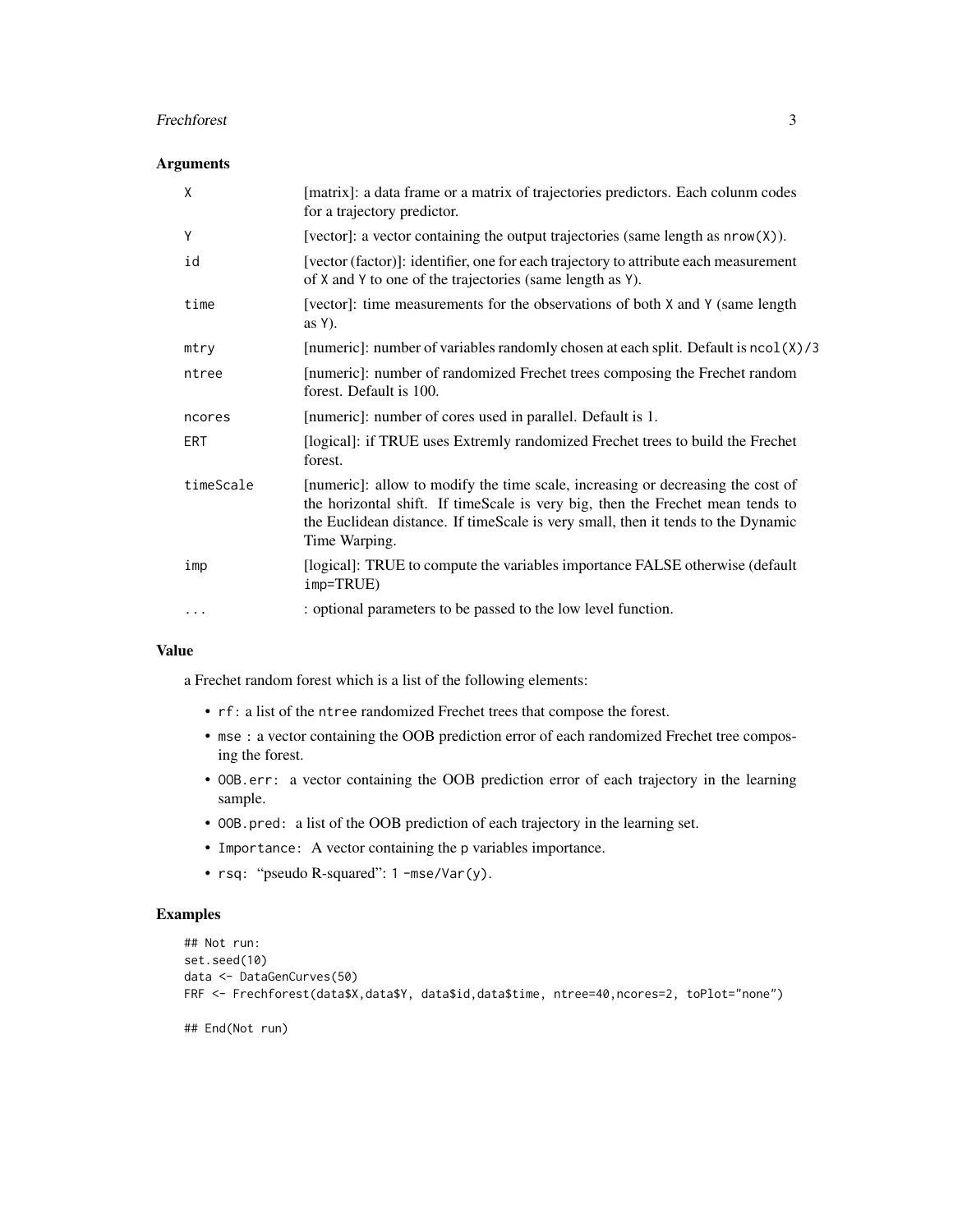### Arguments

| | |
|---|---|
| `X` | [matrix]: a data frame or a matrix of trajectories predictors. Each colunm codes for a trajectory predictor. |
| `Y` | [vector]: a vector containing the output trajectories (same length as `nrow(X)`). |
| `id` | [vector (factor)]: identifier, one for each trajectory to attribute each measurement of `X` and `Y` to one of the trajectories (same length as `Y`). |
| `time` | [vector]: time measurements for the observations of both `X` and `Y` (same length as `Y`). |
| `mtry` | [numeric]: number of variables randomly chosen at each split. Default is `ncol(X)/3` |
| `ntree` | [numeric]: number of randomized Frechet trees composing the Frechet random forest. Default is 100. |
| `ncores` | [numeric]: number of cores used in parallel. Default is 1. |
| `ERT` | [logical]: if TRUE uses Extremly randomized Frechet trees to build the Frechet forest. |
| `timeScale` | [numeric]: allow to modify the time scale, increasing or decreasing the cost of the horizontal shift. If timeScale is very big, then the Frechet mean tends to the Euclidean distance. If timeScale is very small, then it tends to the Dynamic Time Warping. |
| `imp` | [logical]: TRUE to compute the variables importance FALSE otherwise (default `imp=`TRUE) |
| `...` | : optional parameters to be passed to the low level function. |

### Value

a Frechet random forest which is a list of the following elements:

- `rf`: a list of the `ntree` randomized Frechet trees that compose the forest.
- `mse` : a vector containing the OOB prediction error of each randomized Frechet tree composing the forest.
- `OOB.err`: a vector containing the OOB prediction error of each trajectory in the learning sample.
- `OOB.pred`: a list of the OOB prediction of each trajectory in the learning set.
- `Importance`: A vector containing the p variables importance.
- `rsq`: "pseudo R-squared": `1 -mse/Var(y)`.

### Examples

```
## Not run:
set.seed(10)
data <- DataGenCurves(50)
FRF <- Frechforest(data$X,data$Y, data$id,data$time, ntree=40,ncores=2, toPlot="none")

## End(Not run)
```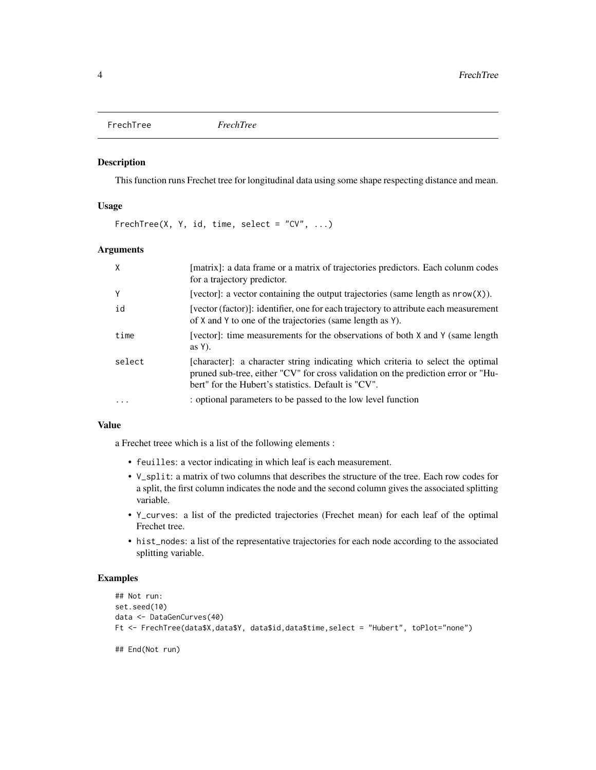# FrechTree

*FrechTree*

## Description

This function runs Frechet tree for longitudinal data using some shape respecting distance and mean.

## Usage

```
FrechTree(X, Y, id, time, select = "CV", ...)
```

## Arguments

| | |
|---|---|
| X | [matrix]: a data frame or a matrix of trajectories predictors. Each colunm codes for a trajectory predictor. |
| Y | [vector]: a vector containing the output trajectories (same length as `nrow(X)`). |
| id | [vector (factor)]: identifier, one for each trajectory to attribute each measurement of X and Y to one of the trajectories (same length as Y). |
| time | [vector]: time measurements for the observations of both X and Y (same length as Y). |
| select | [character]: a character string indicating which criteria to select the optimal pruned sub-tree, either "CV" for cross validation on the prediction error or "Hubert" for the Hubert's statistics. Default is "CV". |
| ... | : optional parameters to be passed to the low level function |

## Value

a Frechet treee which is a list of the following elements :

- `feuilles`: a vector indicating in which leaf is each measurement.
- `V_split`: a matrix of two columns that describes the structure of the tree. Each row codes for a split, the first column indicates the node and the second column gives the associated splitting variable.
- `Y_curves`: a list of the predicted trajectories (Frechet mean) for each leaf of the optimal Frechet tree.
- `hist_nodes`: a list of the representative trajectories for each node according to the associated splitting variable.

## Examples

```
## Not run:
set.seed(10)
data <- DataGenCurves(40)
Ft <- FrechTree(data$X,data$Y, data$id,data$time,select = "Hubert", toPlot="none")

## End(Not run)
```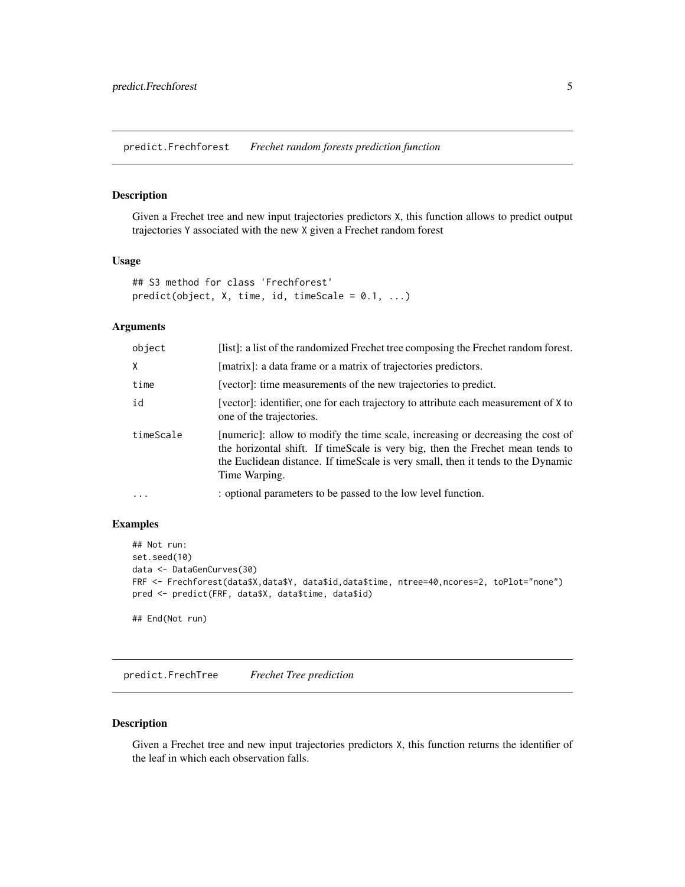## predict.Frechforest *Frechet random forests prediction function*

### Description

Given a Frechet tree and new input trajectories predictors `X`, this function allows to predict output trajectories `Y` associated with the new `X` given a Frechet random forest

### Usage

```
## S3 method for class 'Frechforest'
predict(object, X, time, id, timeScale = 0.1, ...)
```

### Arguments

| | |
|---|---|
| `object` | [list]: a list of the randomized Frechet tree composing the Frechet random forest. |
| `X` | [matrix]: a data frame or a matrix of trajectories predictors. |
| `time` | [vector]: time measurements of the new trajectories to predict. |
| `id` | [vector]: identifier, one for each trajectory to attribute each measurement of `X` to one of the trajectories. |
| `timeScale` | [numeric]: allow to modify the time scale, increasing or decreasing the cost of the horizontal shift. If timeScale is very big, then the Frechet mean tends to the Euclidean distance. If timeScale is very small, then it tends to the Dynamic Time Warping. |
| `...` | : optional parameters to be passed to the low level function. |

### Examples

```
## Not run:
set.seed(10)
data <- DataGenCurves(30)
FRF <- Frechforest(data$X,data$Y, data$id,data$time, ntree=40,ncores=2, toPlot="none")
pred <- predict(FRF, data$X, data$time, data$id)

## End(Not run)
```

## predict.FrechTree *Frechet Tree prediction*

### Description

Given a Frechet tree and new input trajectories predictors `X`, this function returns the identifier of the leaf in which each observation falls.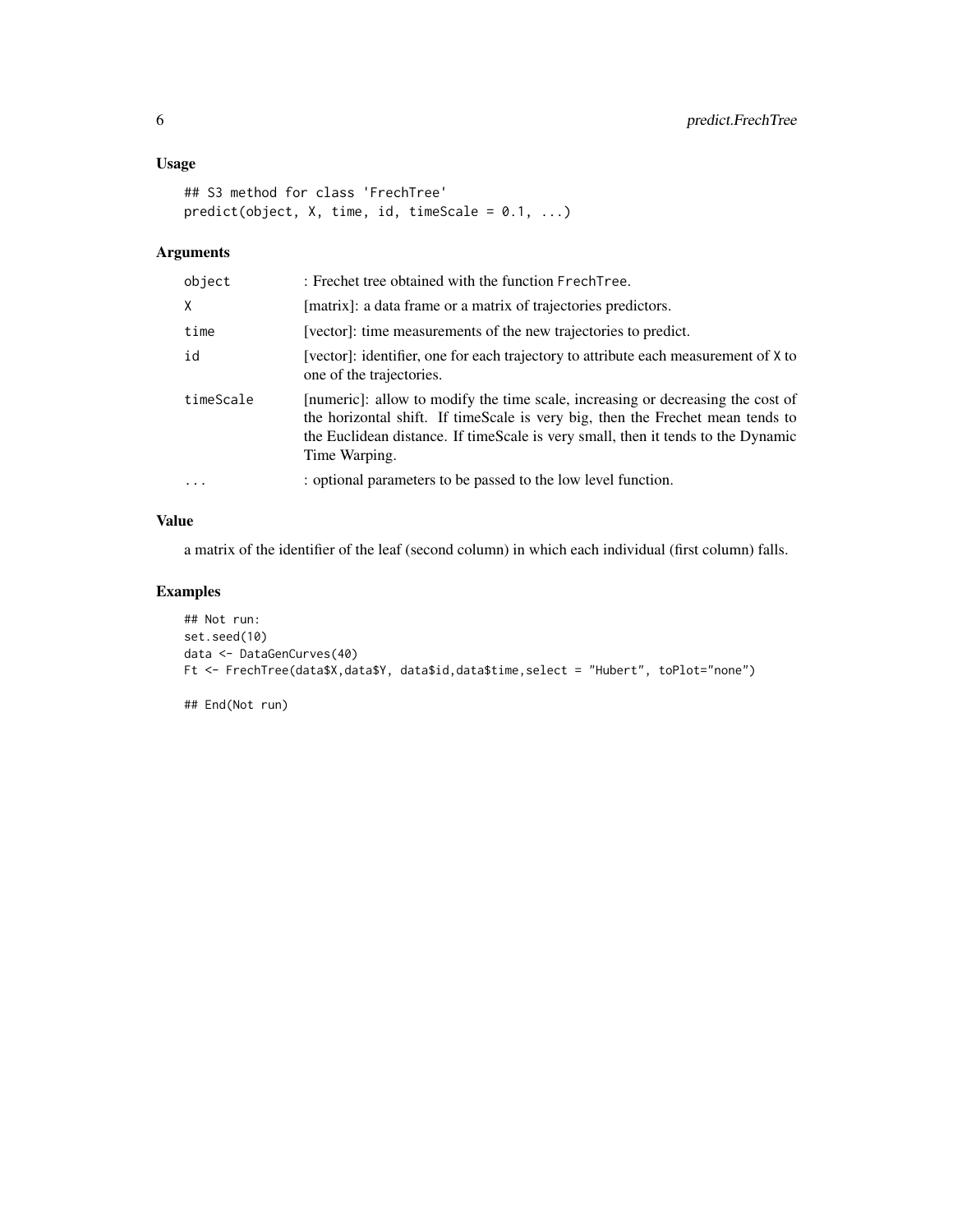### Usage

```
## S3 method for class 'FrechTree'
predict(object, X, time, id, timeScale = 0.1, ...)
```

### Arguments

| | |
|---|---|
| object | : Frechet tree obtained with the function `FrechTree`. |
| X | [matrix]: a data frame or a matrix of trajectories predictors. |
| time | [vector]: time measurements of the new trajectories to predict. |
| id | [vector]: identifier, one for each trajectory to attribute each measurement of `X` to one of the trajectories. |
| timeScale | [numeric]: allow to modify the time scale, increasing or decreasing the cost of the horizontal shift. If timeScale is very big, then the Frechet mean tends to the Euclidean distance. If timeScale is very small, then it tends to the Dynamic Time Warping. |
| ... | : optional parameters to be passed to the low level function. |

### Value

a matrix of the identifier of the leaf (second column) in which each individual (first column) falls.

### Examples

```
## Not run:
set.seed(10)
data <- DataGenCurves(40)
Ft <- FrechTree(data$X,data$Y, data$id,data$time,select = "Hubert", toPlot="none")

## End(Not run)
```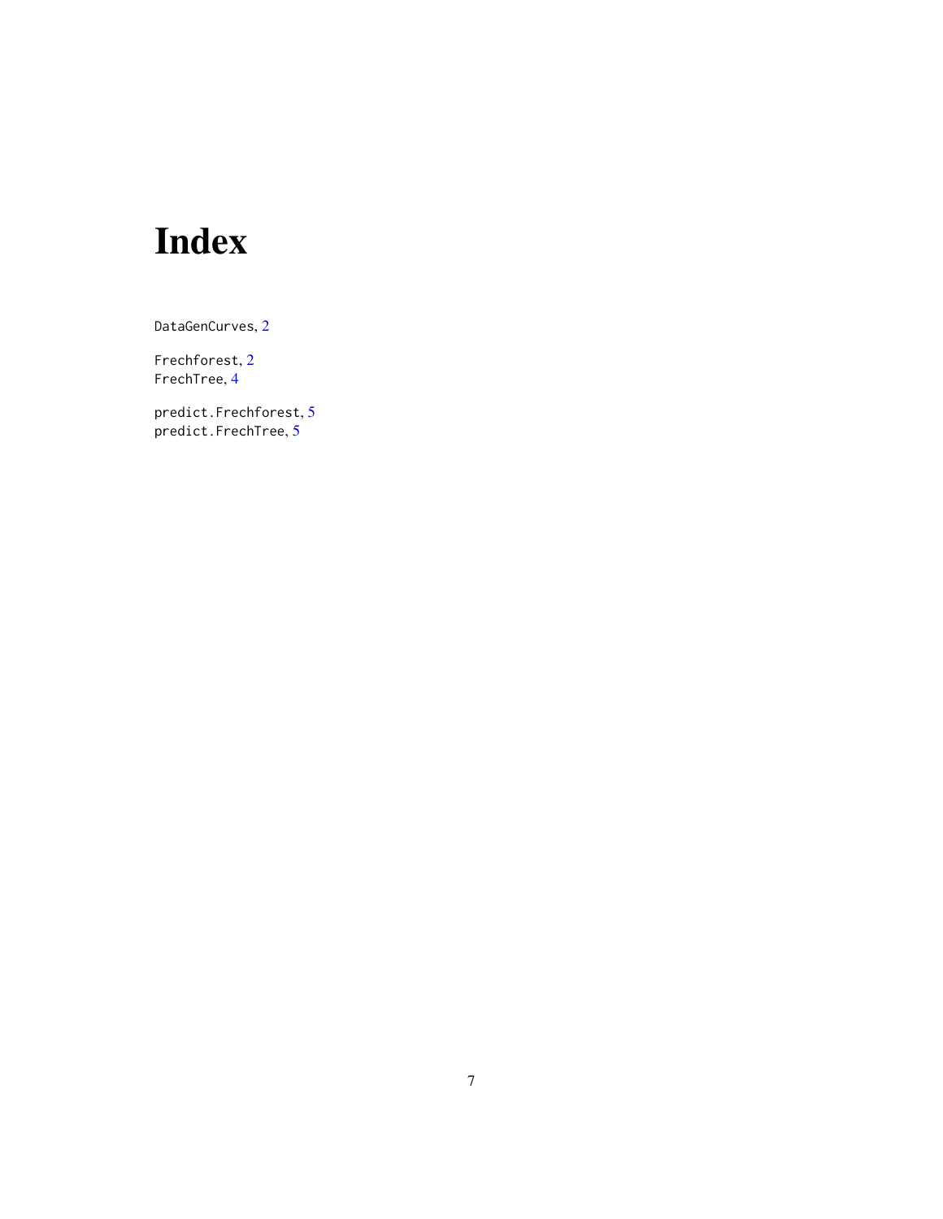# Index

DataGenCurves, 2

Frechforest, 2
FrechTree, 4

predict.Frechforest, 5
predict.FrechTree, 5